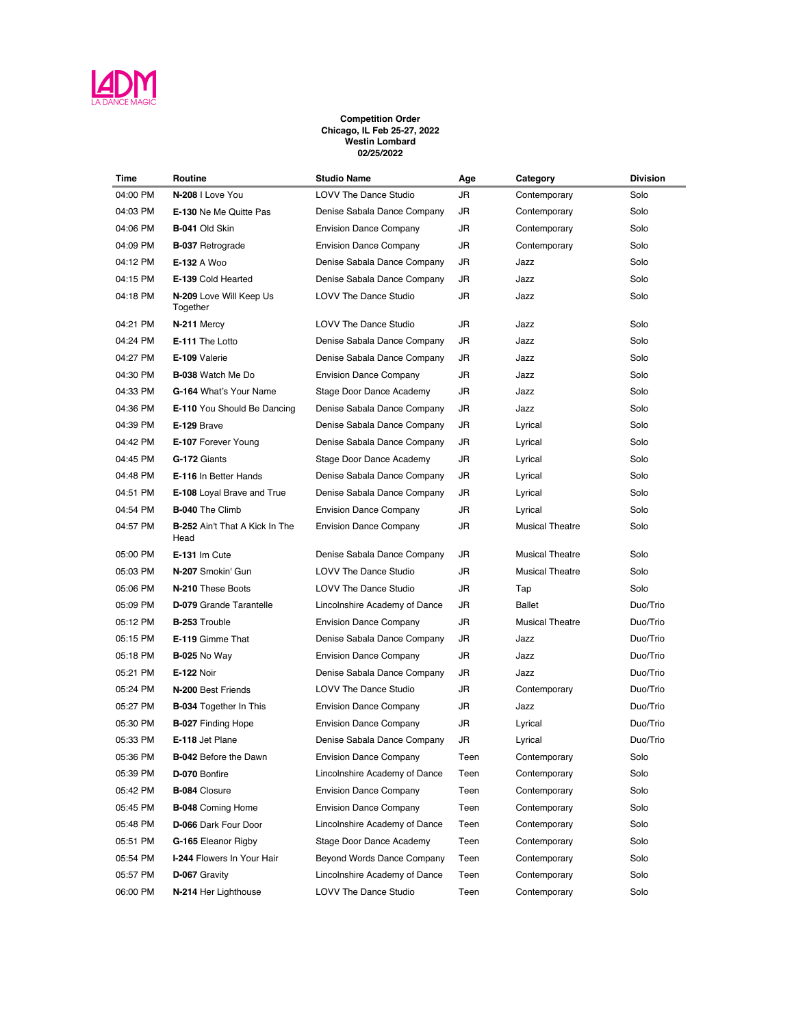LADM
LA DANCE MAGIC

**Competition Order**
**Chicago, IL Feb 25-27, 2022**
**Westin Lombard**
**02/25/2022**

| Time | Routine | Studio Name | Age | Category | Division |
|---|---|---|---|---|---|
| 04:00 PM | **N-208** I Love You | LOVV The Dance Studio | JR | Contemporary | Solo |
| 04:03 PM | **E-130** Ne Me Quitte Pas | Denise Sabala Dance Company | JR | Contemporary | Solo |
| 04:06 PM | **B-041** Old Skin | Envision Dance Company | JR | Contemporary | Solo |
| 04:09 PM | **B-037** Retrograde | Envision Dance Company | JR | Contemporary | Solo |
| 04:12 PM | **E-132** A Woo | Denise Sabala Dance Company | JR | Jazz | Solo |
| 04:15 PM | **E-139** Cold Hearted | Denise Sabala Dance Company | JR | Jazz | Solo |
| 04:18 PM | **N-209** Love Will Keep Us Together | LOVV The Dance Studio | JR | Jazz | Solo |
| 04:21 PM | **N-211** Mercy | LOVV The Dance Studio | JR | Jazz | Solo |
| 04:24 PM | **E-111** The Lotto | Denise Sabala Dance Company | JR | Jazz | Solo |
| 04:27 PM | **E-109** Valerie | Denise Sabala Dance Company | JR | Jazz | Solo |
| 04:30 PM | **B-038** Watch Me Do | Envision Dance Company | JR | Jazz | Solo |
| 04:33 PM | **G-164** What's Your Name | Stage Door Dance Academy | JR | Jazz | Solo |
| 04:36 PM | **E-110** You Should Be Dancing | Denise Sabala Dance Company | JR | Jazz | Solo |
| 04:39 PM | **E-129** Brave | Denise Sabala Dance Company | JR | Lyrical | Solo |
| 04:42 PM | **E-107** Forever Young | Denise Sabala Dance Company | JR | Lyrical | Solo |
| 04:45 PM | **G-172** Giants | Stage Door Dance Academy | JR | Lyrical | Solo |
| 04:48 PM | **E-116** In Better Hands | Denise Sabala Dance Company | JR | Lyrical | Solo |
| 04:51 PM | **E-108** Loyal Brave and True | Denise Sabala Dance Company | JR | Lyrical | Solo |
| 04:54 PM | **B-040** The Climb | Envision Dance Company | JR | Lyrical | Solo |
| 04:57 PM | **B-252** Ain't That A Kick In The Head | Envision Dance Company | JR | Musical Theatre | Solo |
| 05:00 PM | **E-131** Im Cute | Denise Sabala Dance Company | JR | Musical Theatre | Solo |
| 05:03 PM | **N-207** Smokin' Gun | LOVV The Dance Studio | JR | Musical Theatre | Solo |
| 05:06 PM | **N-210** These Boots | LOVV The Dance Studio | JR | Tap | Solo |
| 05:09 PM | **D-079** Grande Tarantelle | Lincolnshire Academy of Dance | JR | Ballet | Duo/Trio |
| 05:12 PM | **B-253** Trouble | Envision Dance Company | JR | Musical Theatre | Duo/Trio |
| 05:15 PM | **E-119** Gimme That | Denise Sabala Dance Company | JR | Jazz | Duo/Trio |
| 05:18 PM | **B-025** No Way | Envision Dance Company | JR | Jazz | Duo/Trio |
| 05:21 PM | **E-122** Noir | Denise Sabala Dance Company | JR | Jazz | Duo/Trio |
| 05:24 PM | **N-200** Best Friends | LOVV The Dance Studio | JR | Contemporary | Duo/Trio |
| 05:27 PM | **B-034** Together In This | Envision Dance Company | JR | Jazz | Duo/Trio |
| 05:30 PM | **B-027** Finding Hope | Envision Dance Company | JR | Lyrical | Duo/Trio |
| 05:33 PM | **E-118** Jet Plane | Denise Sabala Dance Company | JR | Lyrical | Duo/Trio |
| 05:36 PM | **B-042** Before the Dawn | Envision Dance Company | Teen | Contemporary | Solo |
| 05:39 PM | **D-070** Bonfire | Lincolnshire Academy of Dance | Teen | Contemporary | Solo |
| 05:42 PM | **B-084** Closure | Envision Dance Company | Teen | Contemporary | Solo |
| 05:45 PM | **B-048** Coming Home | Envision Dance Company | Teen | Contemporary | Solo |
| 05:48 PM | **D-066** Dark Four Door | Lincolnshire Academy of Dance | Teen | Contemporary | Solo |
| 05:51 PM | **G-165** Eleanor Rigby | Stage Door Dance Academy | Teen | Contemporary | Solo |
| 05:54 PM | **I-244** Flowers In Your Hair | Beyond Words Dance Company | Teen | Contemporary | Solo |
| 05:57 PM | **D-067** Gravity | Lincolnshire Academy of Dance | Teen | Contemporary | Solo |
| 06:00 PM | **N-214** Her Lighthouse | LOVV The Dance Studio | Teen | Contemporary | Solo |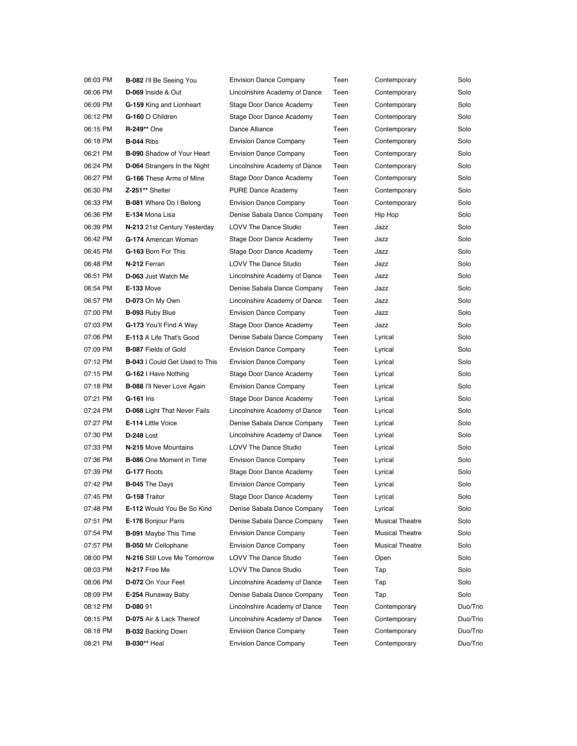| | | | | | |
|---|---|---|---|---|---|
| 06:03 PM | **B-082** I'll Be Seeing You | Envision Dance Company | Teen | Contemporary | Solo |
| 06:06 PM | **D-069** Inside & Out | Lincolnshire Academy of Dance | Teen | Contemporary | Solo |
| 06:09 PM | **G-159** King and Lionheart | Stage Door Dance Academy | Teen | Contemporary | Solo |
| 06:12 PM | **G-160** O Children | Stage Door Dance Academy | Teen | Contemporary | Solo |
| 06:15 PM | **R-249**** One | Dance Alliance | Teen | Contemporary | Solo |
| 06:18 PM | **B-044** Ribs | Envision Dance Company | Teen | Contemporary | Solo |
| 06:21 PM | **B-090** Shadow of Your Heart | Envision Dance Company | Teen | Contemporary | Solo |
| 06:24 PM | **D-064** Strangers In the Night | Lincolnshire Academy of Dance | Teen | Contemporary | Solo |
| 06:27 PM | **G-166** These Arms of Mine | Stage Door Dance Academy | Teen | Contemporary | Solo |
| 06:30 PM | **Z-251**** Shelter | PURE Dance Academy | Teen | Contemporary | Solo |
| 06:33 PM | **B-081** Where Do I Belong | Envision Dance Company | Teen | Contemporary | Solo |
| 06:36 PM | **E-134** Mona Lisa | Denise Sabala Dance Company | Teen | Hip Hop | Solo |
| 06:39 PM | **N-213** 21st Century Yesterday | LOVV The Dance Studio | Teen | Jazz | Solo |
| 06:42 PM | **G-174** American Woman | Stage Door Dance Academy | Teen | Jazz | Solo |
| 06:45 PM | **G-163** Born For This | Stage Door Dance Academy | Teen | Jazz | Solo |
| 06:48 PM | **N-212** Ferrari | LOVV The Dance Studio | Teen | Jazz | Solo |
| 06:51 PM | **D-063** Just Watch Me | Lincolnshire Academy of Dance | Teen | Jazz | Solo |
| 06:54 PM | **E-133** Move | Denise Sabala Dance Company | Teen | Jazz | Solo |
| 06:57 PM | **D-073** On My Own | Lincolnshire Academy of Dance | Teen | Jazz | Solo |
| 07:00 PM | **B-093** Ruby Blue | Envision Dance Company | Teen | Jazz | Solo |
| 07:03 PM | **G-173** You'll Find A Way | Stage Door Dance Academy | Teen | Jazz | Solo |
| 07:06 PM | **E-113** A Life That's Good | Denise Sabala Dance Company | Teen | Lyrical | Solo |
| 07:09 PM | **B-087** Fields of Gold | Envision Dance Company | Teen | Lyrical | Solo |
| 07:12 PM | **B-043** I Could Get Used to This | Envision Dance Company | Teen | Lyrical | Solo |
| 07:15 PM | **G-162** I Have Nothing | Stage Door Dance Academy | Teen | Lyrical | Solo |
| 07:18 PM | **B-088** I'll Never Love Again | Envision Dance Company | Teen | Lyrical | Solo |
| 07:21 PM | **G-161** Iris | Stage Door Dance Academy | Teen | Lyrical | Solo |
| 07:24 PM | **D-068** Light That Never Fails | Lincolnshire Academy of Dance | Teen | Lyrical | Solo |
| 07:27 PM | **E-114** Little Voice | Denise Sabala Dance Company | Teen | Lyrical | Solo |
| 07:30 PM | **D-248** Lost | Lincolnshire Academy of Dance | Teen | Lyrical | Solo |
| 07:33 PM | **N-215** Move Mountains | LOVV The Dance Studio | Teen | Lyrical | Solo |
| 07:36 PM | **B-086** One Moment in Time | Envision Dance Company | Teen | Lyrical | Solo |
| 07:39 PM | **G-177** Roots | Stage Door Dance Academy | Teen | Lyrical | Solo |
| 07:42 PM | **B-045** The Days | Envision Dance Company | Teen | Lyrical | Solo |
| 07:45 PM | **G-158** Traitor | Stage Door Dance Academy | Teen | Lyrical | Solo |
| 07:48 PM | **E-112** Would You Be So Kind | Denise Sabala Dance Company | Teen | Lyrical | Solo |
| 07:51 PM | **E-176** Bonjour Paris | Denise Sabala Dance Company | Teen | Musical Theatre | Solo |
| 07:54 PM | **B-091** Maybe This Time | Envision Dance Company | Teen | Musical Theatre | Solo |
| 07:57 PM | **B-050** Mr Cellophane | Envision Dance Company | Teen | Musical Theatre | Solo |
| 08:00 PM | **N-216** Still Love Me Tomorrow | LOVV The Dance Studio | Teen | Open | Solo |
| 08:03 PM | **N-217** Free Me | LOVV The Dance Studio | Teen | Tap | Solo |
| 08:06 PM | **D-072** On Your Feet | Lincolnshire Academy of Dance | Teen | Tap | Solo |
| 08:09 PM | **E-254** Runaway Baby | Denise Sabala Dance Company | Teen | Tap | Solo |
| 08:12 PM | **D-080** 91 | Lincolnshire Academy of Dance | Teen | Contemporary | Duo/Trio |
| 08:15 PM | **D-075** Air & Lack Thereof | Lincolnshire Academy of Dance | Teen | Contemporary | Duo/Trio |
| 08:18 PM | **B-032** Backing Down | Envision Dance Company | Teen | Contemporary | Duo/Trio |
| 08:21 PM | **B-030**** Heal | Envision Dance Company | Teen | Contemporary | Duo/Trio |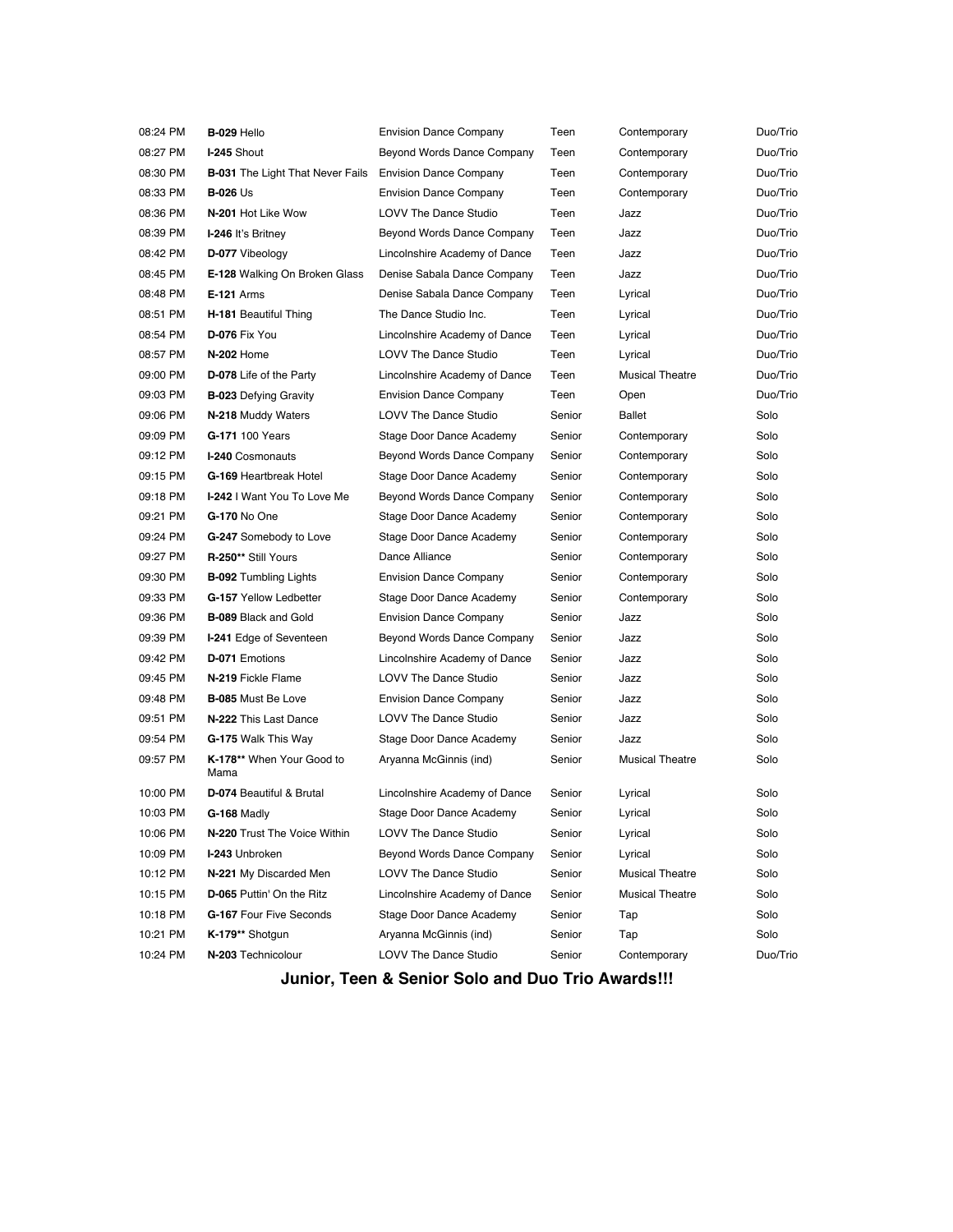| | | | | | |
|---|---|---|---|---|---|
| 08:24 PM | **B-029** Hello | Envision Dance Company | Teen | Contemporary | Duo/Trio |
| 08:27 PM | **I-245** Shout | Beyond Words Dance Company | Teen | Contemporary | Duo/Trio |
| 08:30 PM | **B-031** The Light That Never Fails | Envision Dance Company | Teen | Contemporary | Duo/Trio |
| 08:33 PM | **B-026** Us | Envision Dance Company | Teen | Contemporary | Duo/Trio |
| 08:36 PM | **N-201** Hot Like Wow | LOVV The Dance Studio | Teen | Jazz | Duo/Trio |
| 08:39 PM | **I-246** It's Britney | Beyond Words Dance Company | Teen | Jazz | Duo/Trio |
| 08:42 PM | **D-077** Vibeology | Lincolnshire Academy of Dance | Teen | Jazz | Duo/Trio |
| 08:45 PM | **E-128** Walking On Broken Glass | Denise Sabala Dance Company | Teen | Jazz | Duo/Trio |
| 08:48 PM | **E-121** Arms | Denise Sabala Dance Company | Teen | Lyrical | Duo/Trio |
| 08:51 PM | **H-181** Beautiful Thing | The Dance Studio Inc. | Teen | Lyrical | Duo/Trio |
| 08:54 PM | **D-076** Fix You | Lincolnshire Academy of Dance | Teen | Lyrical | Duo/Trio |
| 08:57 PM | **N-202** Home | LOVV The Dance Studio | Teen | Lyrical | Duo/Trio |
| 09:00 PM | **D-078** Life of the Party | Lincolnshire Academy of Dance | Teen | Musical Theatre | Duo/Trio |
| 09:03 PM | **B-023** Defying Gravity | Envision Dance Company | Teen | Open | Duo/Trio |
| 09:06 PM | **N-218** Muddy Waters | LOVV The Dance Studio | Senior | Ballet | Solo |
| 09:09 PM | **G-171** 100 Years | Stage Door Dance Academy | Senior | Contemporary | Solo |
| 09:12 PM | **I-240** Cosmonauts | Beyond Words Dance Company | Senior | Contemporary | Solo |
| 09:15 PM | **G-169** Heartbreak Hotel | Stage Door Dance Academy | Senior | Contemporary | Solo |
| 09:18 PM | **I-242** I Want You To Love Me | Beyond Words Dance Company | Senior | Contemporary | Solo |
| 09:21 PM | **G-170** No One | Stage Door Dance Academy | Senior | Contemporary | Solo |
| 09:24 PM | **G-247** Somebody to Love | Stage Door Dance Academy | Senior | Contemporary | Solo |
| 09:27 PM | **R-250**** Still Yours | Dance Alliance | Senior | Contemporary | Solo |
| 09:30 PM | **B-092** Tumbling Lights | Envision Dance Company | Senior | Contemporary | Solo |
| 09:33 PM | **G-157** Yellow Ledbetter | Stage Door Dance Academy | Senior | Contemporary | Solo |
| 09:36 PM | **B-089** Black and Gold | Envision Dance Company | Senior | Jazz | Solo |
| 09:39 PM | **I-241** Edge of Seventeen | Beyond Words Dance Company | Senior | Jazz | Solo |
| 09:42 PM | **D-071** Emotions | Lincolnshire Academy of Dance | Senior | Jazz | Solo |
| 09:45 PM | **N-219** Fickle Flame | LOVV The Dance Studio | Senior | Jazz | Solo |
| 09:48 PM | **B-085** Must Be Love | Envision Dance Company | Senior | Jazz | Solo |
| 09:51 PM | **N-222** This Last Dance | LOVV The Dance Studio | Senior | Jazz | Solo |
| 09:54 PM | **G-175** Walk This Way | Stage Door Dance Academy | Senior | Jazz | Solo |
| 09:57 PM | **K-178**** When Your Good to Mama | Aryanna McGinnis (ind) | Senior | Musical Theatre | Solo |
| 10:00 PM | **D-074** Beautiful & Brutal | Lincolnshire Academy of Dance | Senior | Lyrical | Solo |
| 10:03 PM | **G-168** Madly | Stage Door Dance Academy | Senior | Lyrical | Solo |
| 10:06 PM | **N-220** Trust The Voice Within | LOVV The Dance Studio | Senior | Lyrical | Solo |
| 10:09 PM | **I-243** Unbroken | Beyond Words Dance Company | Senior | Lyrical | Solo |
| 10:12 PM | **N-221** My Discarded Men | LOVV The Dance Studio | Senior | Musical Theatre | Solo |
| 10:15 PM | **D-065** Puttin' On the Ritz | Lincolnshire Academy of Dance | Senior | Musical Theatre | Solo |
| 10:18 PM | **G-167** Four Five Seconds | Stage Door Dance Academy | Senior | Tap | Solo |
| 10:21 PM | **K-179**** Shotgun | Aryanna McGinnis (ind) | Senior | Tap | Solo |
| 10:24 PM | **N-203** Technicolour | LOVV The Dance Studio | Senior | Contemporary | Duo/Trio |

**Junior, Teen & Senior Solo and Duo Trio Awards!!!**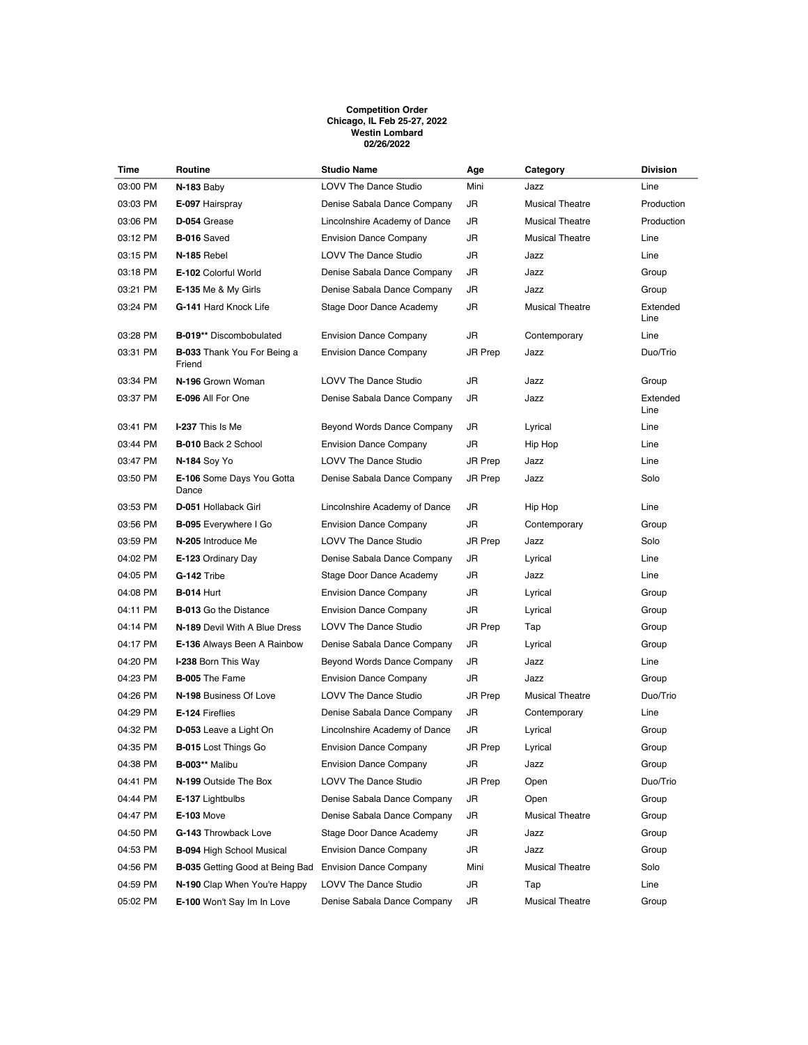**Competition Order**
**Chicago, IL Feb 25-27, 2022**
**Westin Lombard**
**02/26/2022**

| Time | Routine | Studio Name | Age | Category | Division |
|---|---|---|---|---|---|
| 03:00 PM | **N-183** Baby | LOVV The Dance Studio | Mini | Jazz | Line |
| 03:03 PM | **E-097** Hairspray | Denise Sabala Dance Company | JR | Musical Theatre | Production |
| 03:06 PM | **D-054** Grease | Lincolnshire Academy of Dance | JR | Musical Theatre | Production |
| 03:12 PM | **B-016** Saved | Envision Dance Company | JR | Musical Theatre | Line |
| 03:15 PM | **N-185** Rebel | LOVV The Dance Studio | JR | Jazz | Line |
| 03:18 PM | **E-102** Colorful World | Denise Sabala Dance Company | JR | Jazz | Group |
| 03:21 PM | **E-135** Me & My Girls | Denise Sabala Dance Company | JR | Jazz | Group |
| 03:24 PM | **G-141** Hard Knock Life | Stage Door Dance Academy | JR | Musical Theatre | Extended Line |
| 03:28 PM | **B-019**** Discombobulated | Envision Dance Company | JR | Contemporary | Line |
| 03:31 PM | **B-033** Thank You For Being a Friend | Envision Dance Company | JR Prep | Jazz | Duo/Trio |
| 03:34 PM | **N-196** Grown Woman | LOVV The Dance Studio | JR | Jazz | Group |
| 03:37 PM | **E-096** All For One | Denise Sabala Dance Company | JR | Jazz | Extended Line |
| 03:41 PM | **I-237** This Is Me | Beyond Words Dance Company | JR | Lyrical | Line |
| 03:44 PM | **B-010** Back 2 School | Envision Dance Company | JR | Hip Hop | Line |
| 03:47 PM | **N-184** Soy Yo | LOVV The Dance Studio | JR Prep | Jazz | Line |
| 03:50 PM | **E-106** Some Days You Gotta Dance | Denise Sabala Dance Company | JR Prep | Jazz | Solo |
| 03:53 PM | **D-051** Hollaback Girl | Lincolnshire Academy of Dance | JR | Hip Hop | Line |
| 03:56 PM | **B-095** Everywhere I Go | Envision Dance Company | JR | Contemporary | Group |
| 03:59 PM | **N-205** Introduce Me | LOVV The Dance Studio | JR Prep | Jazz | Solo |
| 04:02 PM | **E-123** Ordinary Day | Denise Sabala Dance Company | JR | Lyrical | Line |
| 04:05 PM | **G-142** Tribe | Stage Door Dance Academy | JR | Jazz | Line |
| 04:08 PM | **B-014** Hurt | Envision Dance Company | JR | Lyrical | Group |
| 04:11 PM | **B-013** Go the Distance | Envision Dance Company | JR | Lyrical | Group |
| 04:14 PM | **N-189** Devil With A Blue Dress | LOVV The Dance Studio | JR Prep | Tap | Group |
| 04:17 PM | **E-136** Always Been A Rainbow | Denise Sabala Dance Company | JR | Lyrical | Group |
| 04:20 PM | **I-238** Born This Way | Beyond Words Dance Company | JR | Jazz | Line |
| 04:23 PM | **B-005** The Fame | Envision Dance Company | JR | Jazz | Group |
| 04:26 PM | **N-198** Business Of Love | LOVV The Dance Studio | JR Prep | Musical Theatre | Duo/Trio |
| 04:29 PM | **E-124** Fireflies | Denise Sabala Dance Company | JR | Contemporary | Line |
| 04:32 PM | **D-053** Leave a Light On | Lincolnshire Academy of Dance | JR | Lyrical | Group |
| 04:35 PM | **B-015** Lost Things Go | Envision Dance Company | JR Prep | Lyrical | Group |
| 04:38 PM | **B-003**** Malibu | Envision Dance Company | JR | Jazz | Group |
| 04:41 PM | **N-199** Outside The Box | LOVV The Dance Studio | JR Prep | Open | Duo/Trio |
| 04:44 PM | **E-137** Lightbulbs | Denise Sabala Dance Company | JR | Open | Group |
| 04:47 PM | **E-103** Move | Denise Sabala Dance Company | JR | Musical Theatre | Group |
| 04:50 PM | **G-143** Throwback Love | Stage Door Dance Academy | JR | Jazz | Group |
| 04:53 PM | **B-094** High School Musical | Envision Dance Company | JR | Jazz | Group |
| 04:56 PM | **B-035** Getting Good at Being Bad | Envision Dance Company | Mini | Musical Theatre | Solo |
| 04:59 PM | **N-190** Clap When You're Happy | LOVV The Dance Studio | JR | Tap | Line |
| 05:02 PM | **E-100** Won't Say Im In Love | Denise Sabala Dance Company | JR | Musical Theatre | Group |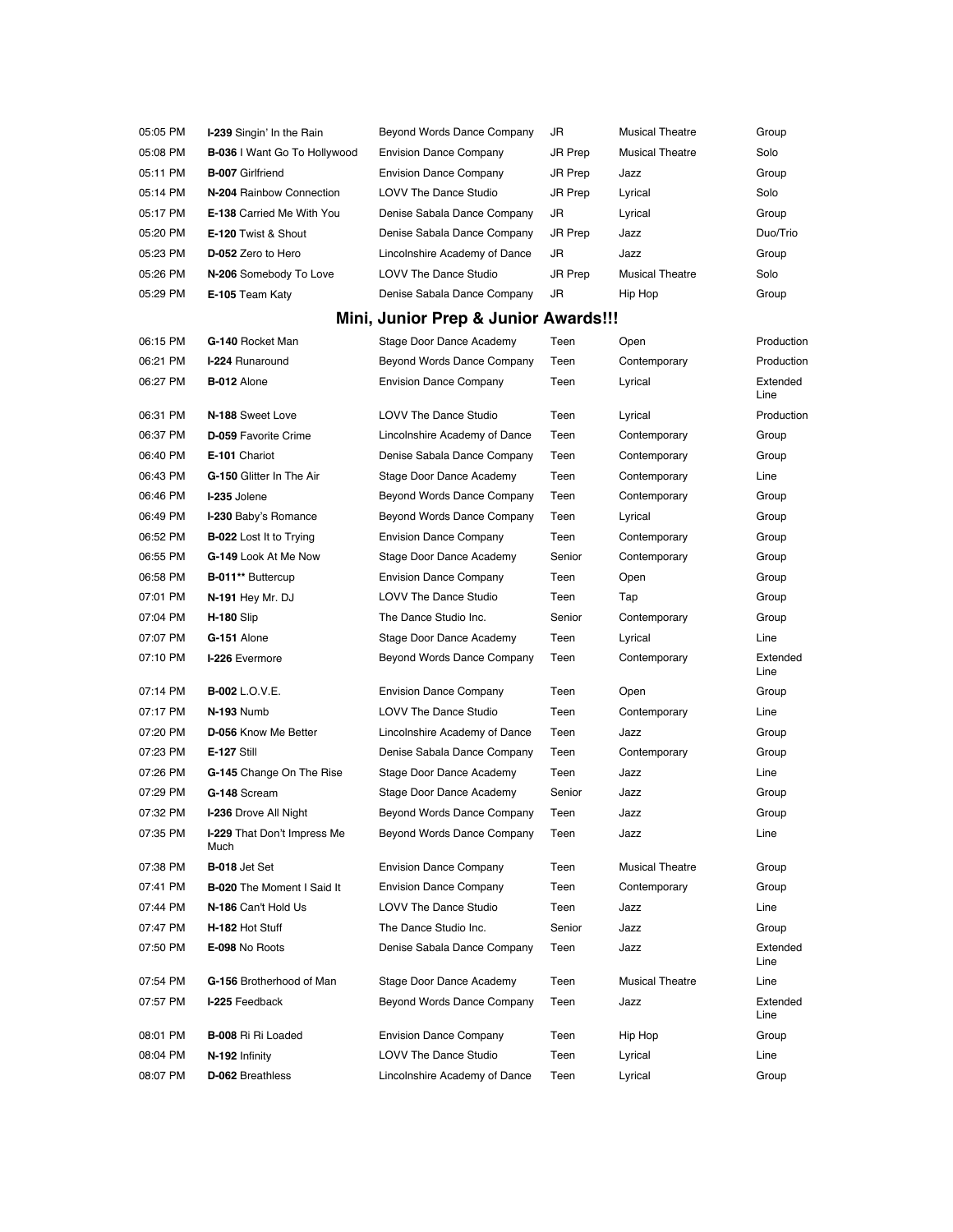| | | | | | |
|---|---|---|---|---|---|
| 05:05 PM | **I-239** Singin' In the Rain | Beyond Words Dance Company | JR | Musical Theatre | Group |
| 05:08 PM | **B-036** I Want Go To Hollywood | Envision Dance Company | JR Prep | Musical Theatre | Solo |
| 05:11 PM | **B-007** Girlfriend | Envision Dance Company | JR Prep | Jazz | Group |
| 05:14 PM | **N-204** Rainbow Connection | LOVV The Dance Studio | JR Prep | Lyrical | Solo |
| 05:17 PM | **E-138** Carried Me With You | Denise Sabala Dance Company | JR | Lyrical | Group |
| 05:20 PM | **E-120** Twist & Shout | Denise Sabala Dance Company | JR Prep | Jazz | Duo/Trio |
| 05:23 PM | **D-052** Zero to Hero | Lincolnshire Academy of Dance | JR | Jazz | Group |
| 05:26 PM | **N-206** Somebody To Love | LOVV The Dance Studio | JR Prep | Musical Theatre | Solo |
| 05:29 PM | **E-105** Team Katy | Denise Sabala Dance Company | JR | Hip Hop | Group |

## Mini, Junior Prep & Junior Awards!!!

| | | | | | |
|---|---|---|---|---|---|
| 06:15 PM | **G-140** Rocket Man | Stage Door Dance Academy | Teen | Open | Production |
| 06:21 PM | **I-224** Runaround | Beyond Words Dance Company | Teen | Contemporary | Production |
| 06:27 PM | **B-012** Alone | Envision Dance Company | Teen | Lyrical | Extended Line |
| 06:31 PM | **N-188** Sweet Love | LOVV The Dance Studio | Teen | Lyrical | Production |
| 06:37 PM | **D-059** Favorite Crime | Lincolnshire Academy of Dance | Teen | Contemporary | Group |
| 06:40 PM | **E-101** Chariot | Denise Sabala Dance Company | Teen | Contemporary | Group |
| 06:43 PM | **G-150** Glitter In The Air | Stage Door Dance Academy | Teen | Contemporary | Line |
| 06:46 PM | **I-235** Jolene | Beyond Words Dance Company | Teen | Contemporary | Group |
| 06:49 PM | **I-230** Baby's Romance | Beyond Words Dance Company | Teen | Lyrical | Group |
| 06:52 PM | **B-022** Lost It to Trying | Envision Dance Company | Teen | Contemporary | Group |
| 06:55 PM | **G-149** Look At Me Now | Stage Door Dance Academy | Senior | Contemporary | Group |
| 06:58 PM | **B-011**** Buttercup | Envision Dance Company | Teen | Open | Group |
| 07:01 PM | **N-191** Hey Mr. DJ | LOVV The Dance Studio | Teen | Tap | Group |
| 07:04 PM | **H-180** Slip | The Dance Studio Inc. | Senior | Contemporary | Group |
| 07:07 PM | **G-151** Alone | Stage Door Dance Academy | Teen | Lyrical | Line |
| 07:10 PM | **I-226** Evermore | Beyond Words Dance Company | Teen | Contemporary | Extended Line |
| 07:14 PM | **B-002** L.O.V.E. | Envision Dance Company | Teen | Open | Group |
| 07:17 PM | **N-193** Numb | LOVV The Dance Studio | Teen | Contemporary | Line |
| 07:20 PM | **D-056** Know Me Better | Lincolnshire Academy of Dance | Teen | Jazz | Group |
| 07:23 PM | **E-127** Still | Denise Sabala Dance Company | Teen | Contemporary | Group |
| 07:26 PM | **G-145** Change On The Rise | Stage Door Dance Academy | Teen | Jazz | Line |
| 07:29 PM | **G-148** Scream | Stage Door Dance Academy | Senior | Jazz | Group |
| 07:32 PM | **I-236** Drove All Night | Beyond Words Dance Company | Teen | Jazz | Group |
| 07:35 PM | **I-229** That Don't Impress Me Much | Beyond Words Dance Company | Teen | Jazz | Line |
| 07:38 PM | **B-018** Jet Set | Envision Dance Company | Teen | Musical Theatre | Group |
| 07:41 PM | **B-020** The Moment I Said It | Envision Dance Company | Teen | Contemporary | Group |
| 07:44 PM | **N-186** Can't Hold Us | LOVV The Dance Studio | Teen | Jazz | Line |
| 07:47 PM | **H-182** Hot Stuff | The Dance Studio Inc. | Senior | Jazz | Group |
| 07:50 PM | **E-098** No Roots | Denise Sabala Dance Company | Teen | Jazz | Extended Line |
| 07:54 PM | **G-156** Brotherhood of Man | Stage Door Dance Academy | Teen | Musical Theatre | Line |
| 07:57 PM | **I-225** Feedback | Beyond Words Dance Company | Teen | Jazz | Extended Line |
| 08:01 PM | **B-008** Ri Ri Loaded | Envision Dance Company | Teen | Hip Hop | Group |
| 08:04 PM | **N-192** Infinity | LOVV The Dance Studio | Teen | Lyrical | Line |
| 08:07 PM | **D-062** Breathless | Lincolnshire Academy of Dance | Teen | Lyrical | Group |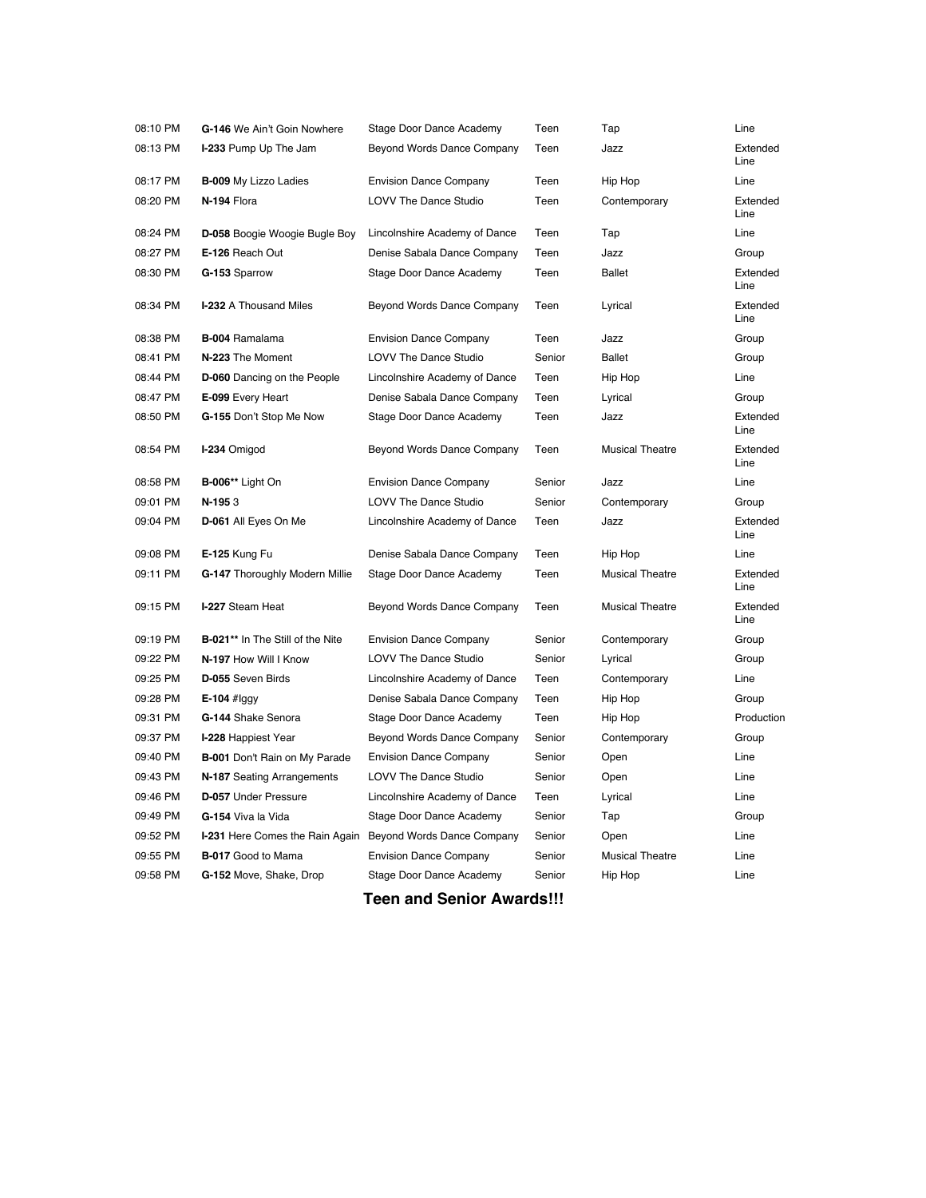| | | | | | |
|---|---|---|---|---|---|
| 08:10 PM | **G-146** We Ain't Goin Nowhere | Stage Door Dance Academy | Teen | Tap | Line |
| 08:13 PM | **I-233** Pump Up The Jam | Beyond Words Dance Company | Teen | Jazz | Extended Line |
| 08:17 PM | **B-009** My Lizzo Ladies | Envision Dance Company | Teen | Hip Hop | Line |
| 08:20 PM | **N-194** Flora | LOVV The Dance Studio | Teen | Contemporary | Extended Line |
| 08:24 PM | **D-058** Boogie Woogie Bugle Boy | Lincolnshire Academy of Dance | Teen | Tap | Line |
| 08:27 PM | **E-126** Reach Out | Denise Sabala Dance Company | Teen | Jazz | Group |
| 08:30 PM | **G-153** Sparrow | Stage Door Dance Academy | Teen | Ballet | Extended Line |
| 08:34 PM | **I-232** A Thousand Miles | Beyond Words Dance Company | Teen | Lyrical | Extended Line |
| 08:38 PM | **B-004** Ramalama | Envision Dance Company | Teen | Jazz | Group |
| 08:41 PM | **N-223** The Moment | LOVV The Dance Studio | Senior | Ballet | Group |
| 08:44 PM | **D-060** Dancing on the People | Lincolnshire Academy of Dance | Teen | Hip Hop | Line |
| 08:47 PM | **E-099** Every Heart | Denise Sabala Dance Company | Teen | Lyrical | Group |
| 08:50 PM | **G-155** Don't Stop Me Now | Stage Door Dance Academy | Teen | Jazz | Extended Line |
| 08:54 PM | **I-234** Omigod | Beyond Words Dance Company | Teen | Musical Theatre | Extended Line |
| 08:58 PM | **B-006**** Light On | Envision Dance Company | Senior | Jazz | Line |
| 09:01 PM | **N-195** 3 | LOVV The Dance Studio | Senior | Contemporary | Group |
| 09:04 PM | **D-061** All Eyes On Me | Lincolnshire Academy of Dance | Teen | Jazz | Extended Line |
| 09:08 PM | **E-125** Kung Fu | Denise Sabala Dance Company | Teen | Hip Hop | Line |
| 09:11 PM | **G-147** Thoroughly Modern Millie | Stage Door Dance Academy | Teen | Musical Theatre | Extended Line |
| 09:15 PM | **I-227** Steam Heat | Beyond Words Dance Company | Teen | Musical Theatre | Extended Line |
| 09:19 PM | **B-021**** In The Still of the Nite | Envision Dance Company | Senior | Contemporary | Group |
| 09:22 PM | **N-197** How Will I Know | LOVV The Dance Studio | Senior | Lyrical | Group |
| 09:25 PM | **D-055** Seven Birds | Lincolnshire Academy of Dance | Teen | Contemporary | Line |
| 09:28 PM | **E-104** #Iggy | Denise Sabala Dance Company | Teen | Hip Hop | Group |
| 09:31 PM | **G-144** Shake Senora | Stage Door Dance Academy | Teen | Hip Hop | Production |
| 09:37 PM | **I-228** Happiest Year | Beyond Words Dance Company | Senior | Contemporary | Group |
| 09:40 PM | **B-001** Don't Rain on My Parade | Envision Dance Company | Senior | Open | Line |
| 09:43 PM | **N-187** Seating Arrangements | LOVV The Dance Studio | Senior | Open | Line |
| 09:46 PM | **D-057** Under Pressure | Lincolnshire Academy of Dance | Teen | Lyrical | Line |
| 09:49 PM | **G-154** Viva la Vida | Stage Door Dance Academy | Senior | Tap | Group |
| 09:52 PM | **I-231** Here Comes the Rain Again | Beyond Words Dance Company | Senior | Open | Line |
| 09:55 PM | **B-017** Good to Mama | Envision Dance Company | Senior | Musical Theatre | Line |
| 09:58 PM | **G-152** Move, Shake, Drop | Stage Door Dance Academy | Senior | Hip Hop | Line |

**Teen and Senior Awards!!!**